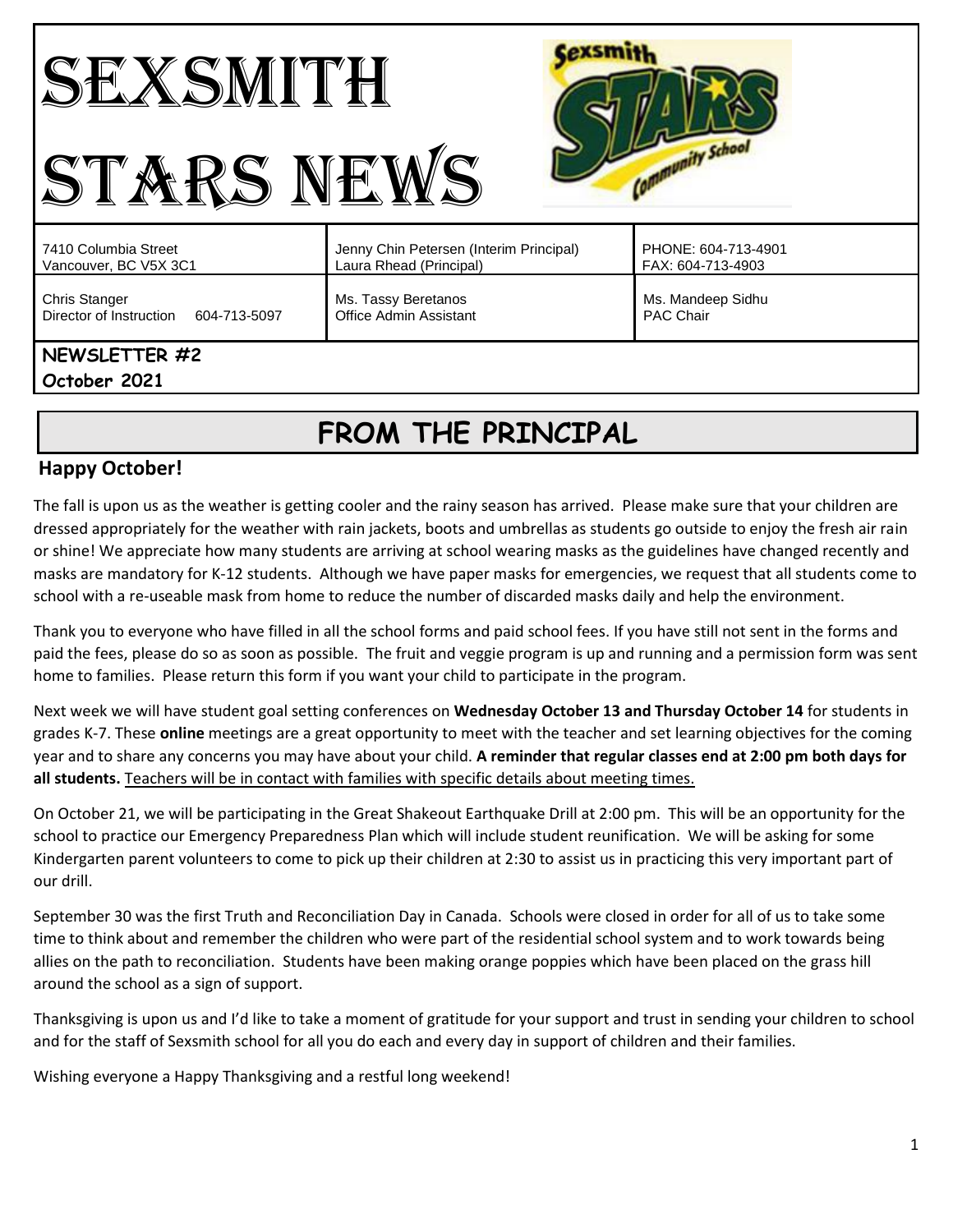# SEXSMITH STARS NEWS

| | | |
|---|---|---|
| 7410 Columbia Street<br>Vancouver, BC V5X 3C1 | Jenny Chin Petersen (Interim Principal)<br>Laura Rhead (Principal) | PHONE: 604-713-4901<br>FAX: 604-713-4903 |
| Chris Stanger<br>Director of Instruction 604-713-5097 | Ms. Tassy Beretanos<br>Office Admin Assistant | Ms. Mandeep Sidhu<br>PAC Chair |

**NEWSLETTER #2**
**October 2021**

## FROM THE PRINCIPAL

### Happy October!

The fall is upon us as the weather is getting cooler and the rainy season has arrived. Please make sure that your children are dressed appropriately for the weather with rain jackets, boots and umbrellas as students go outside to enjoy the fresh air rain or shine! We appreciate how many students are arriving at school wearing masks as the guidelines have changed recently and masks are mandatory for K-12 students. Although we have paper masks for emergencies, we request that all students come to school with a re-useable mask from home to reduce the number of discarded masks daily and help the environment.

Thank you to everyone who have filled in all the school forms and paid school fees. If you have still not sent in the forms and paid the fees, please do so as soon as possible. The fruit and veggie program is up and running and a permission form was sent home to families. Please return this form if you want your child to participate in the program.

Next week we will have student goal setting conferences on **Wednesday October 13 and Thursday October 14** for students in grades K-7. These **online** meetings are a great opportunity to meet with the teacher and set learning objectives for the coming year and to share any concerns you may have about your child. **A reminder that regular classes end at 2:00 pm both days for all students.** Teachers will be in contact with families with specific details about meeting times.

On October 21, we will be participating in the Great Shakeout Earthquake Drill at 2:00 pm. This will be an opportunity for the school to practice our Emergency Preparedness Plan which will include student reunification. We will be asking for some Kindergarten parent volunteers to come to pick up their children at 2:30 to assist us in practicing this very important part of our drill.

September 30 was the first Truth and Reconciliation Day in Canada. Schools were closed in order for all of us to take some time to think about and remember the children who were part of the residential school system and to work towards being allies on the path to reconciliation. Students have been making orange poppies which have been placed on the grass hill around the school as a sign of support.

Thanksgiving is upon us and I'd like to take a moment of gratitude for your support and trust in sending your children to school and for the staff of Sexsmith school for all you do each and every day in support of children and their families.

Wishing everyone a Happy Thanksgiving and a restful long weekend!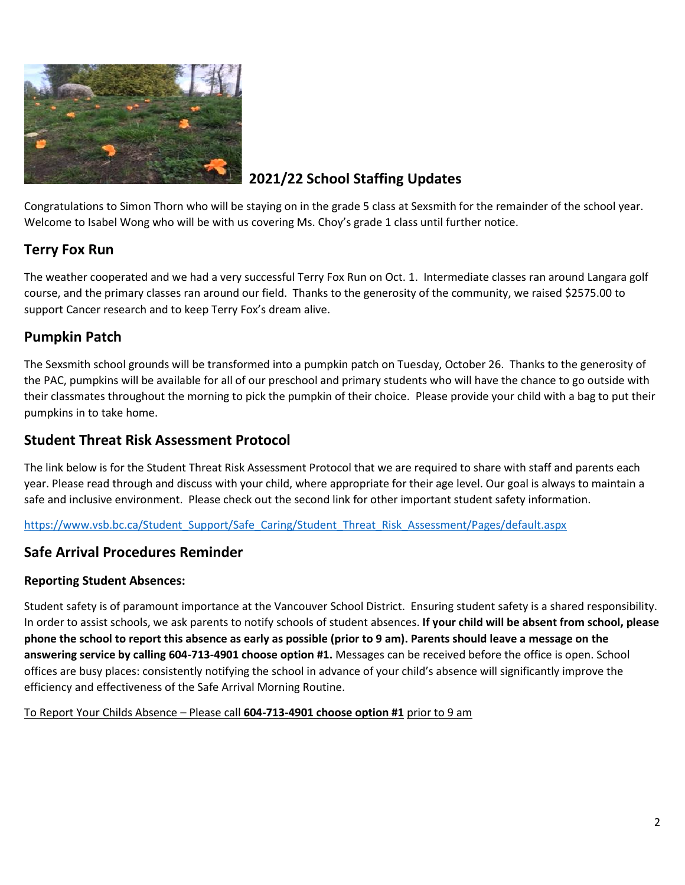## 2021/22 School Staffing Updates

Congratulations to Simon Thorn who will be staying on in the grade 5 class at Sexsmith for the remainder of the school year. Welcome to Isabel Wong who will be with us covering Ms. Choy's grade 1 class until further notice.

## Terry Fox Run

The weather cooperated and we had a very successful Terry Fox Run on Oct. 1. Intermediate classes ran around Langara golf course, and the primary classes ran around our field. Thanks to the generosity of the community, we raised $2575.00 to support Cancer research and to keep Terry Fox's dream alive.

## Pumpkin Patch

The Sexsmith school grounds will be transformed into a pumpkin patch on Tuesday, October 26. Thanks to the generosity of the PAC, pumpkins will be available for all of our preschool and primary students who will have the chance to go outside with their classmates throughout the morning to pick the pumpkin of their choice. Please provide your child with a bag to put their pumpkins in to take home.

## Student Threat Risk Assessment Protocol

The link below is for the Student Threat Risk Assessment Protocol that we are required to share with staff and parents each year. Please read through and discuss with your child, where appropriate for their age level. Our goal is always to maintain a safe and inclusive environment. Please check out the second link for other important student safety information.

https://www.vsb.bc.ca/Student_Support/Safe_Caring/Student_Threat_Risk_Assessment/Pages/default.aspx

## Safe Arrival Procedures Reminder

### Reporting Student Absences:

Student safety is of paramount importance at the Vancouver School District. Ensuring student safety is a shared responsibility. In order to assist schools, we ask parents to notify schools of student absences. **If your child will be absent from school, please phone the school to report this absence as early as possible (prior to 9 am). Parents should leave a message on the answering service by calling 604-713-4901 choose option #1.** Messages can be received before the office is open. School offices are busy places: consistently notifying the school in advance of your child's absence will significantly improve the efficiency and effectiveness of the Safe Arrival Morning Routine.

To Report Your Childs Absence – Please call **604-713-4901 choose option #1** prior to 9 am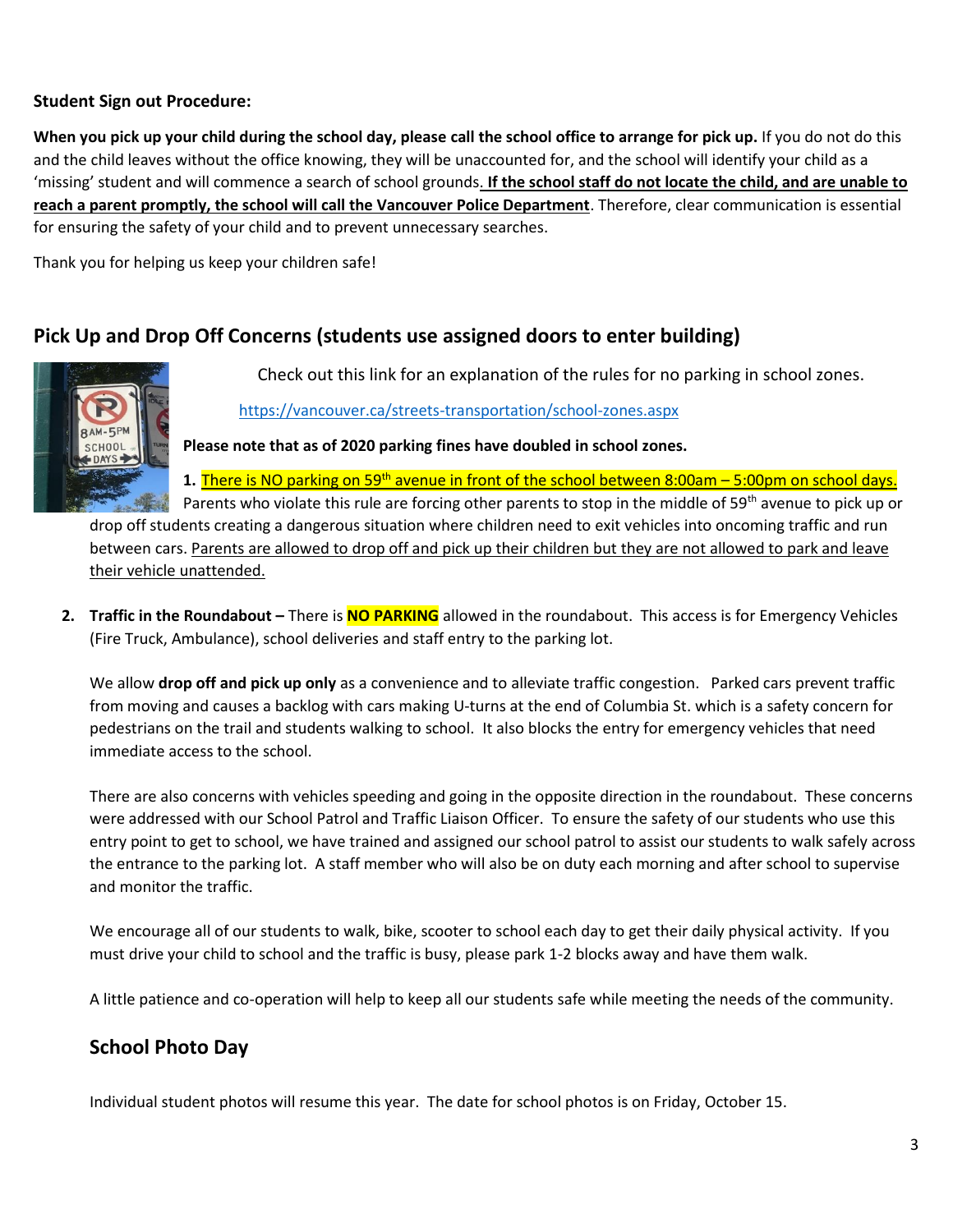**Student Sign out Procedure:**

**When you pick up your child during the school day, please call the school office to arrange for pick up.** If you do not do this and the child leaves without the office knowing, they will be unaccounted for, and the school will identify your child as a 'missing' student and will commence a search of school grounds. **If the school staff do not locate the child, and are unable to reach a parent promptly, the school will call the Vancouver Police Department**. Therefore, clear communication is essential for ensuring the safety of your child and to prevent unnecessary searches.

Thank you for helping us keep your children safe!

## Pick Up and Drop Off Concerns (students use assigned doors to enter building)

Check out this link for an explanation of the rules for no parking in school zones.

https://vancouver.ca/streets-transportation/school-zones.aspx

**Please note that as of 2020 parking fines have doubled in school zones.**

1. There is NO parking on 59th avenue in front of the school between 8:00am – 5:00pm on school days. Parents who violate this rule are forcing other parents to stop in the middle of 59th avenue to pick up or drop off students creating a dangerous situation where children need to exit vehicles into oncoming traffic and run between cars. Parents are allowed to drop off and pick up their children but they are not allowed to park and leave their vehicle unattended.

2. **Traffic in the Roundabout –** There is **NO PARKING** allowed in the roundabout. This access is for Emergency Vehicles (Fire Truck, Ambulance), school deliveries and staff entry to the parking lot.

   We allow **drop off and pick up only** as a convenience and to alleviate traffic congestion. Parked cars prevent traffic from moving and causes a backlog with cars making U-turns at the end of Columbia St. which is a safety concern for pedestrians on the trail and students walking to school. It also blocks the entry for emergency vehicles that need immediate access to the school.

   There are also concerns with vehicles speeding and going in the opposite direction in the roundabout. These concerns were addressed with our School Patrol and Traffic Liaison Officer. To ensure the safety of our students who use this entry point to get to school, we have trained and assigned our school patrol to assist our students to walk safely across the entrance to the parking lot. A staff member who will also be on duty each morning and after school to supervise and monitor the traffic.

   We encourage all of our students to walk, bike, scooter to school each day to get their daily physical activity. If you must drive your child to school and the traffic is busy, please park 1-2 blocks away and have them walk.

   A little patience and co-operation will help to keep all our students safe while meeting the needs of the community.

## School Photo Day

Individual student photos will resume this year. The date for school photos is on Friday, October 15.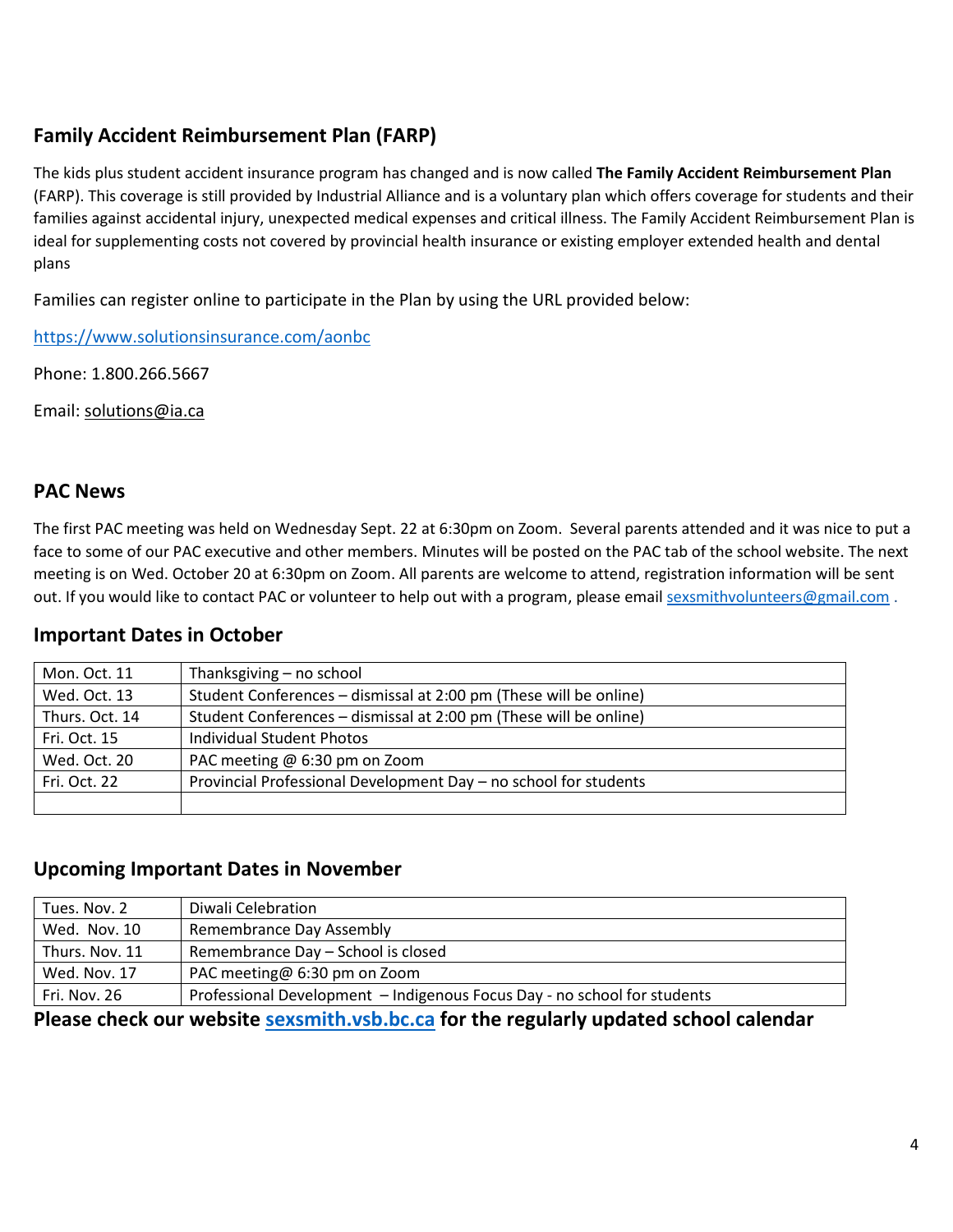## Family Accident Reimbursement Plan (FARP)

The kids plus student accident insurance program has changed and is now called **The Family Accident Reimbursement Plan** (FARP). This coverage is still provided by Industrial Alliance and is a voluntary plan which offers coverage for students and their families against accidental injury, unexpected medical expenses and critical illness. The Family Accident Reimbursement Plan is ideal for supplementing costs not covered by provincial health insurance or existing employer extended health and dental plans

Families can register online to participate in the Plan by using the URL provided below:

https://www.solutionsinsurance.com/aonbc

Phone: 1.800.266.5667

Email: solutions@ia.ca

## PAC News

The first PAC meeting was held on Wednesday Sept. 22 at 6:30pm on Zoom. Several parents attended and it was nice to put a face to some of our PAC executive and other members. Minutes will be posted on the PAC tab of the school website. The next meeting is on Wed. October 20 at 6:30pm on Zoom. All parents are welcome to attend, registration information will be sent out. If you would like to contact PAC or volunteer to help out with a program, please email sexsmithvolunteers@gmail.com .

## Important Dates in October

| | |
|---|---|
| Mon. Oct. 11 | Thanksgiving – no school |
| Wed. Oct. 13 | Student Conferences – dismissal at 2:00 pm (These will be online) |
| Thurs. Oct. 14 | Student Conferences – dismissal at 2:00 pm (These will be online) |
| Fri. Oct. 15 | Individual Student Photos |
| Wed. Oct. 20 | PAC meeting @ 6:30 pm on Zoom |
| Fri. Oct. 22 | Provincial Professional Development Day – no school for students |
| | |

## Upcoming Important Dates in November

| | |
|---|---|
| Tues. Nov. 2 | Diwali Celebration |
| Wed. Nov. 10 | Remembrance Day Assembly |
| Thurs. Nov. 11 | Remembrance Day – School is closed |
| Wed. Nov. 17 | PAC meeting@ 6:30 pm on Zoom |
| Fri. Nov. 26 | Professional Development – Indigenous Focus Day - no school for students |

**Please check our website sexsmith.vsb.bc.ca for the regularly updated school calendar**